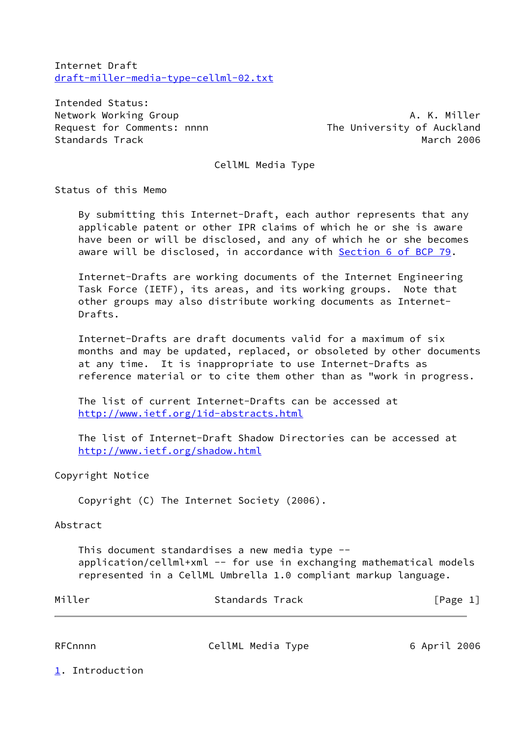Internet Draft
draft-miller-media-type-cellml-02.txt

Intended Status:

| | |
|---|---|
| Network Working Group | A. K. Miller |
| Request for Comments: nnnn | The University of Auckland |
| Standards Track | March 2006 |

# CellML Media Type

## Status of this Memo

By submitting this Internet-Draft, each author represents that any applicable patent or other IPR claims of which he or she is aware have been or will be disclosed, and any of which he or she becomes aware will be disclosed, in accordance with Section 6 of BCP 79.

Internet-Drafts are working documents of the Internet Engineering Task Force (IETF), its areas, and its working groups. Note that other groups may also distribute working documents as Internet-Drafts.

Internet-Drafts are draft documents valid for a maximum of six months and may be updated, replaced, or obsoleted by other documents at any time. It is inappropriate to use Internet-Drafts as reference material or to cite them other than as "work in progress.

The list of current Internet-Drafts can be accessed at http://www.ietf.org/1id-abstracts.html

The list of Internet-Draft Shadow Directories can be accessed at http://www.ietf.org/shadow.html

## Copyright Notice

Copyright (C) The Internet Society (2006).

## Abstract

This document standardises a new media type -- application/cellml+xml -- for use in exchanging mathematical models represented in a CellML Umbrella 1.0 compliant markup language.

## 1. Introduction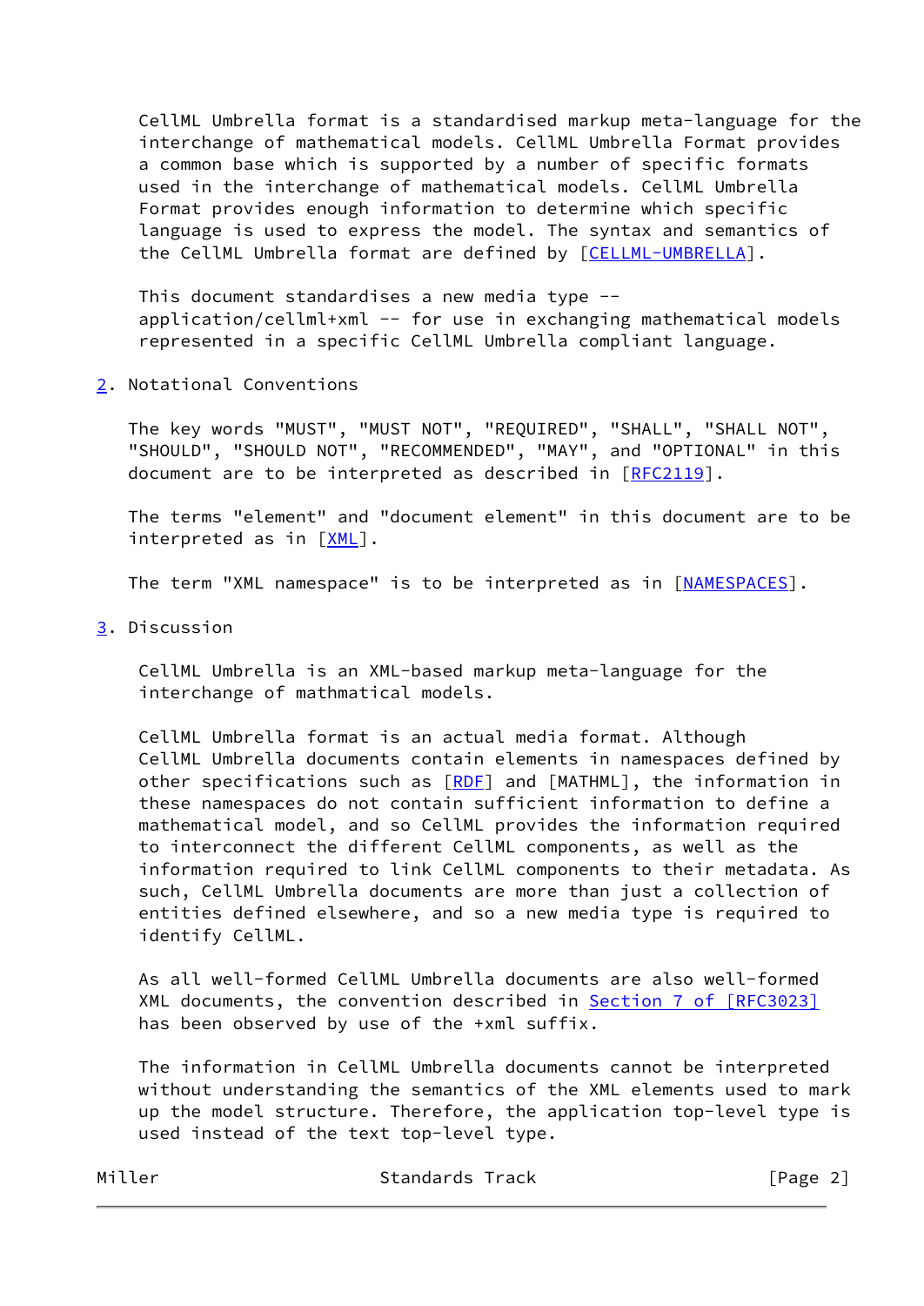CellML Umbrella format is a standardised markup meta-language for the interchange of mathematical models. CellML Umbrella Format provides a common base which is supported by a number of specific formats used in the interchange of mathematical models. CellML Umbrella Format provides enough information to determine which specific language is used to express the model. The syntax and semantics of the CellML Umbrella format are defined by [CELLML-UMBRELLA].

This document standardises a new media type -- application/cellml+xml -- for use in exchanging mathematical models represented in a specific CellML Umbrella compliant language.

## 2. Notational Conventions

The key words "MUST", "MUST NOT", "REQUIRED", "SHALL", "SHALL NOT", "SHOULD", "SHOULD NOT", "RECOMMENDED", "MAY", and "OPTIONAL" in this document are to be interpreted as described in [RFC2119].

The terms "element" and "document element" in this document are to be interpreted as in [XML].

The term "XML namespace" is to be interpreted as in [NAMESPACES].

## 3. Discussion

CellML Umbrella is an XML-based markup meta-language for the interchange of mathmatical models.

CellML Umbrella format is an actual media format. Although CellML Umbrella documents contain elements in namespaces defined by other specifications such as [RDF] and [MATHML], the information in these namespaces do not contain sufficient information to define a mathematical model, and so CellML provides the information required to interconnect the different CellML components, as well as the information required to link CellML components to their metadata. As such, CellML Umbrella documents are more than just a collection of entities defined elsewhere, and so a new media type is required to identify CellML.

As all well-formed CellML Umbrella documents are also well-formed XML documents, the convention described in Section 7 of [RFC3023] has been observed by use of the +xml suffix.

The information in CellML Umbrella documents cannot be interpreted without understanding the semantics of the XML elements used to mark up the model structure. Therefore, the application top-level type is used instead of the text top-level type.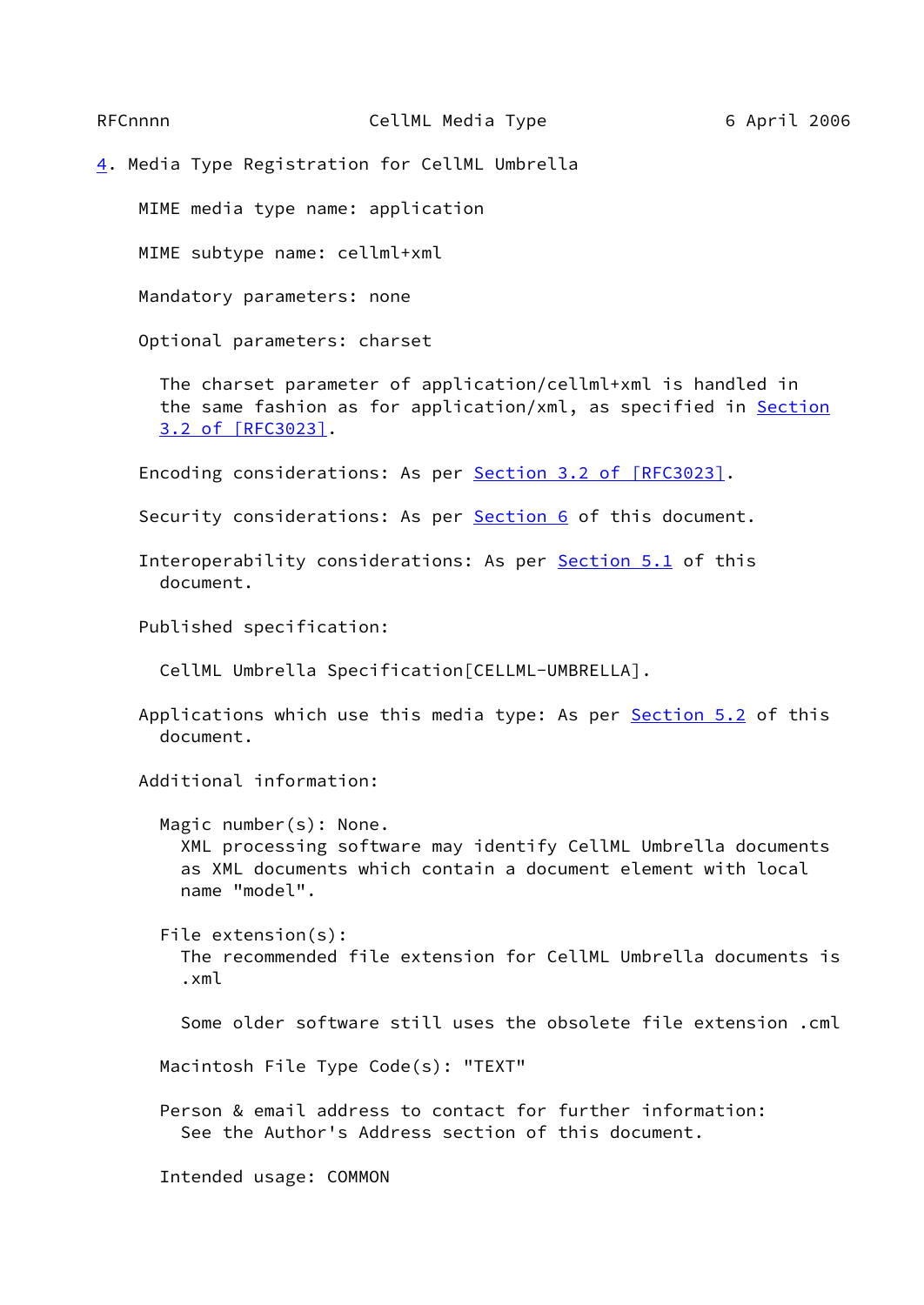## 4. Media Type Registration for CellML Umbrella

MIME media type name: application

MIME subtype name: cellml+xml

Mandatory parameters: none

Optional parameters: charset

The charset parameter of application/cellml+xml is handled in the same fashion as for application/xml, as specified in Section 3.2 of [RFC3023].

Encoding considerations: As per Section 3.2 of [RFC3023].

Security considerations: As per Section 6 of this document.

Interoperability considerations: As per Section 5.1 of this document.

Published specification:

CellML Umbrella Specification[CELLML-UMBRELLA].

Applications which use this media type: As per Section 5.2 of this document.

Additional information:

Magic number(s): None.
XML processing software may identify CellML Umbrella documents as XML documents which contain a document element with local name "model".

File extension(s):
The recommended file extension for CellML Umbrella documents is .xml

Some older software still uses the obsolete file extension .cml

Macintosh File Type Code(s): "TEXT"

Person & email address to contact for further information:
See the Author's Address section of this document.

Intended usage: COMMON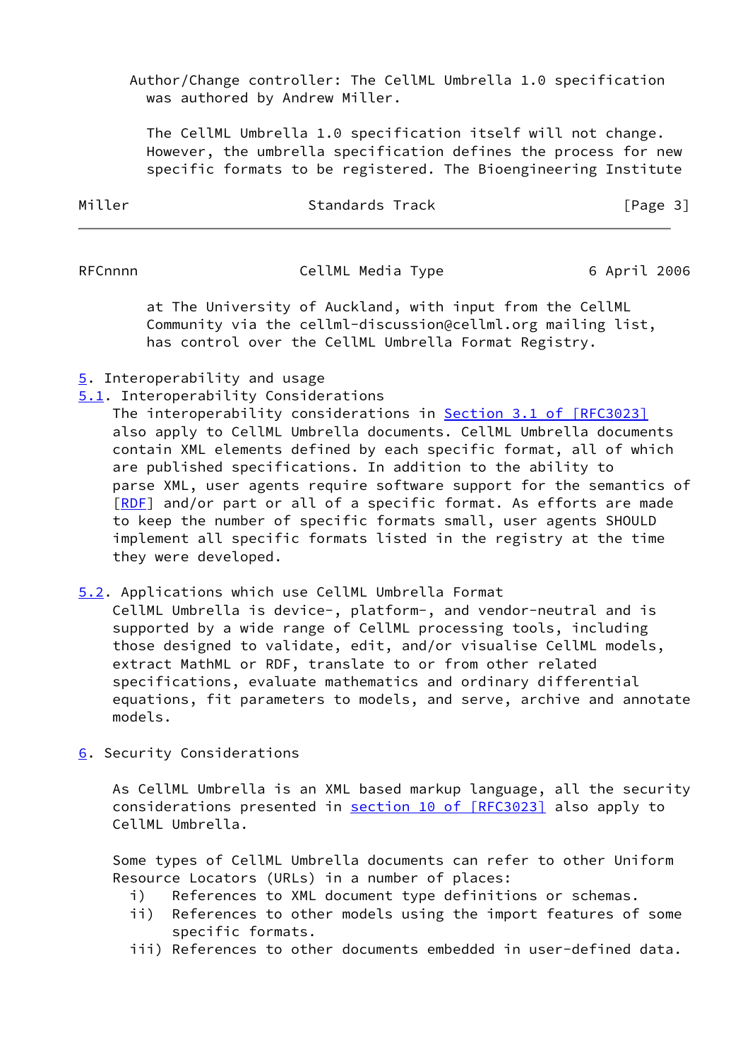Author/Change controller: The CellML Umbrella 1.0 specification was authored by Andrew Miller.

The CellML Umbrella 1.0 specification itself will not change. However, the umbrella specification defines the process for new specific formats to be registered. The Bioengineering Institute at The University of Auckland, with input from the CellML Community via the cellml-discussion@cellml.org mailing list, has control over the CellML Umbrella Format Registry.

## 5. Interoperability and usage

### 5.1. Interoperability Considerations

The interoperability considerations in Section 3.1 of [RFC3023] also apply to CellML Umbrella documents. CellML Umbrella documents contain XML elements defined by each specific format, all of which are published specifications. In addition to the ability to parse XML, user agents require software support for the semantics of [RDF] and/or part or all of a specific format. As efforts are made to keep the number of specific formats small, user agents SHOULD implement all specific formats listed in the registry at the time they were developed.

### 5.2. Applications which use CellML Umbrella Format

CellML Umbrella is device-, platform-, and vendor-neutral and is supported by a wide range of CellML processing tools, including those designed to validate, edit, and/or visualise CellML models, extract MathML or RDF, translate to or from other related specifications, evaluate mathematics and ordinary differential equations, fit parameters to models, and serve, archive and annotate models.

## 6. Security Considerations

As CellML Umbrella is an XML based markup language, all the security considerations presented in section 10 of [RFC3023] also apply to CellML Umbrella.

Some types of CellML Umbrella documents can refer to other Uniform Resource Locators (URLs) in a number of places:

- i) References to XML document type definitions or schemas.
- ii) References to other models using the import features of some specific formats.
- iii) References to other documents embedded in user-defined data.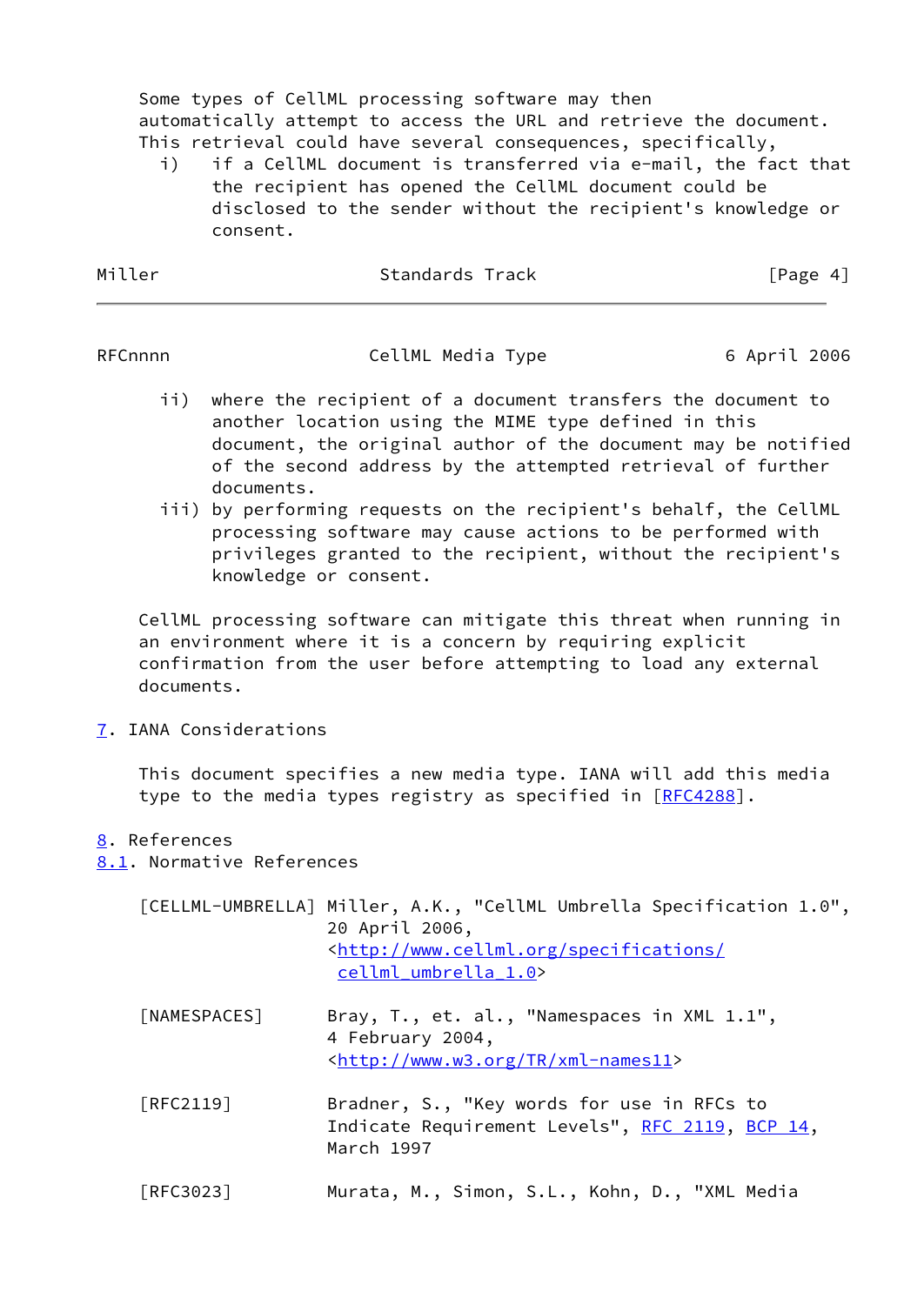Some types of CellML processing software may then automatically attempt to access the URL and retrieve the document. This retrieval could have several consequences, specifically,

i) if a CellML document is transferred via e-mail, the fact that the recipient has opened the CellML document could be disclosed to the sender without the recipient's knowledge or consent.

ii) where the recipient of a document transfers the document to another location using the MIME type defined in this document, the original author of the document may be notified of the second address by the attempted retrieval of further documents.

iii) by performing requests on the recipient's behalf, the CellML processing software may cause actions to be performed with privileges granted to the recipient, without the recipient's knowledge or consent.

CellML processing software can mitigate this threat when running in an environment where it is a concern by requiring explicit confirmation from the user before attempting to load any external documents.

## 7. IANA Considerations

This document specifies a new media type. IANA will add this media type to the media types registry as specified in [RFC4288].

## 8. References

### 8.1. Normative References

[CELLML-UMBRELLA] Miller, A.K., "CellML Umbrella Specification 1.0", 20 April 2006, <http://www.cellml.org/specifications/cellml_umbrella_1.0>

[NAMESPACES] Bray, T., et. al., "Namespaces in XML 1.1", 4 February 2004, <http://www.w3.org/TR/xml-names11>

[RFC2119] Bradner, S., "Key words for use in RFCs to Indicate Requirement Levels", RFC 2119, BCP 14, March 1997

[RFC3023] Murata, M., Simon, S.L., Kohn, D., "XML Media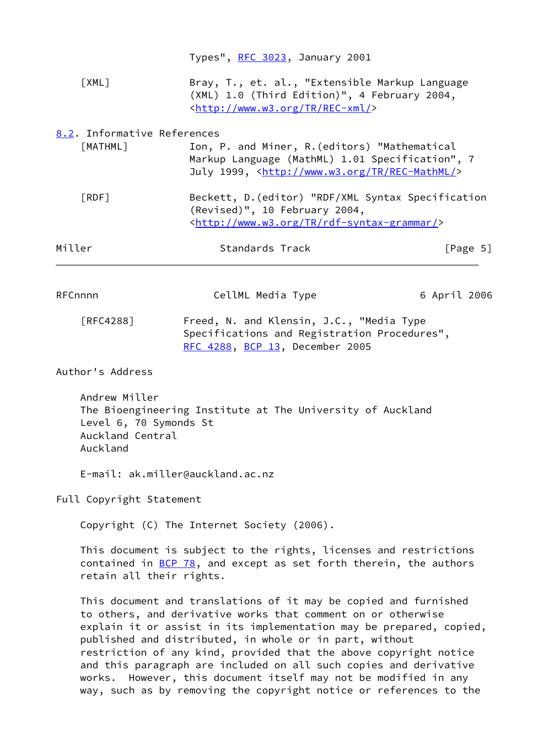Types", RFC 3023, January 2001

[XML] Bray, T., et. al., "Extensible Markup Language (XML) 1.0 (Third Edition)", 4 February 2004, <http://www.w3.org/TR/REC-xml/>

## 8.2. Informative References

[MATHML] Ion, P. and Miner, R.(editors) "Mathematical Markup Language (MathML) 1.01 Specification", 7 July 1999, <http://www.w3.org/TR/REC-MathML/>

[RDF] Beckett, D.(editor) "RDF/XML Syntax Specification (Revised)", 10 February 2004, <http://www.w3.org/TR/rdf-syntax-grammar/>

[RFC4288] Freed, N. and Klensin, J.C., "Media Type Specifications and Registration Procedures", RFC 4288, BCP 13, December 2005

## Author's Address

Andrew Miller
The Bioengineering Institute at The University of Auckland
Level 6, 70 Symonds St
Auckland Central
Auckland

E-mail: ak.miller@auckland.ac.nz

## Full Copyright Statement

Copyright (C) The Internet Society (2006).

This document is subject to the rights, licenses and restrictions contained in BCP 78, and except as set forth therein, the authors retain all their rights.

This document and translations of it may be copied and furnished to others, and derivative works that comment on or otherwise explain it or assist in its implementation may be prepared, copied, published and distributed, in whole or in part, without restriction of any kind, provided that the above copyright notice and this paragraph are included on all such copies and derivative works. However, this document itself may not be modified in any way, such as by removing the copyright notice or references to the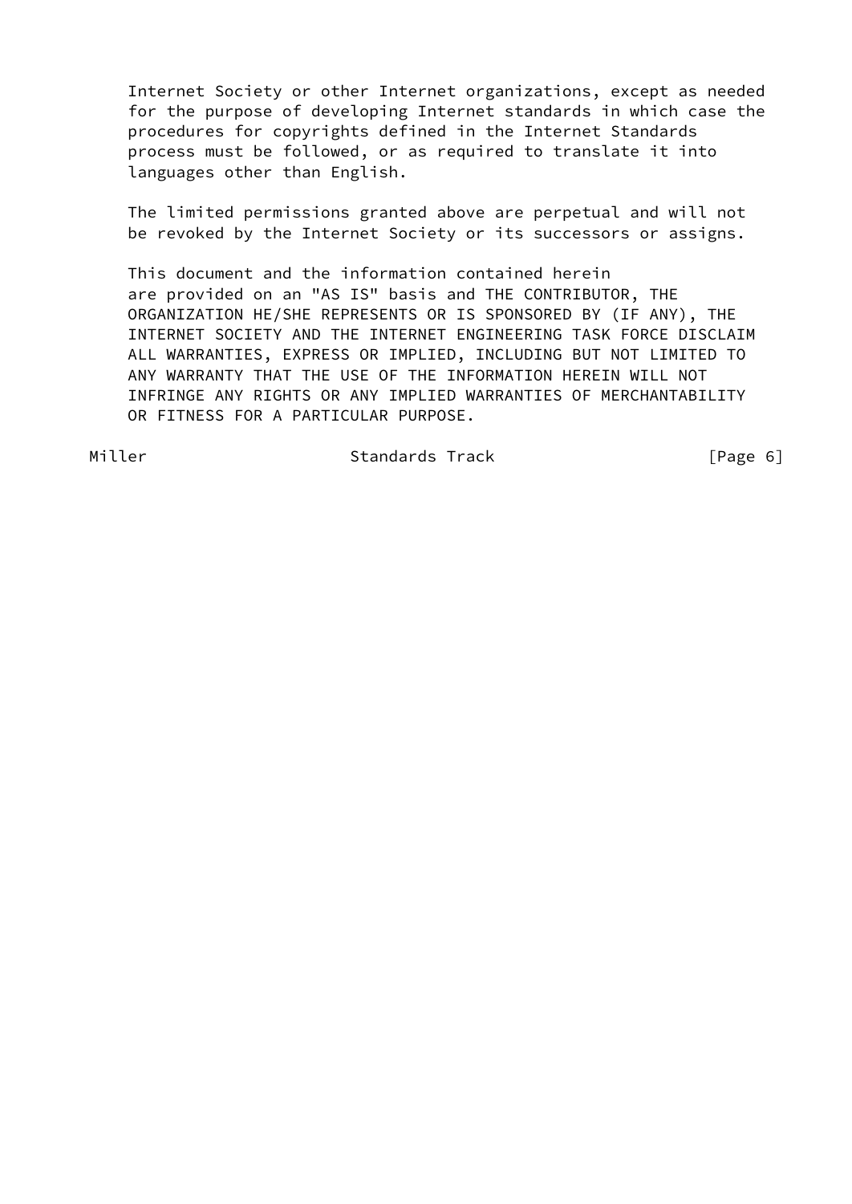Internet Society or other Internet organizations, except as needed for the purpose of developing Internet standards in which case the procedures for copyrights defined in the Internet Standards process must be followed, or as required to translate it into languages other than English.

The limited permissions granted above are perpetual and will not be revoked by the Internet Society or its successors or assigns.

This document and the information contained herein are provided on an "AS IS" basis and THE CONTRIBUTOR, THE ORGANIZATION HE/SHE REPRESENTS OR IS SPONSORED BY (IF ANY), THE INTERNET SOCIETY AND THE INTERNET ENGINEERING TASK FORCE DISCLAIM ALL WARRANTIES, EXPRESS OR IMPLIED, INCLUDING BUT NOT LIMITED TO ANY WARRANTY THAT THE USE OF THE INFORMATION HEREIN WILL NOT INFRINGE ANY RIGHTS OR ANY IMPLIED WARRANTIES OF MERCHANTABILITY OR FITNESS FOR A PARTICULAR PURPOSE.